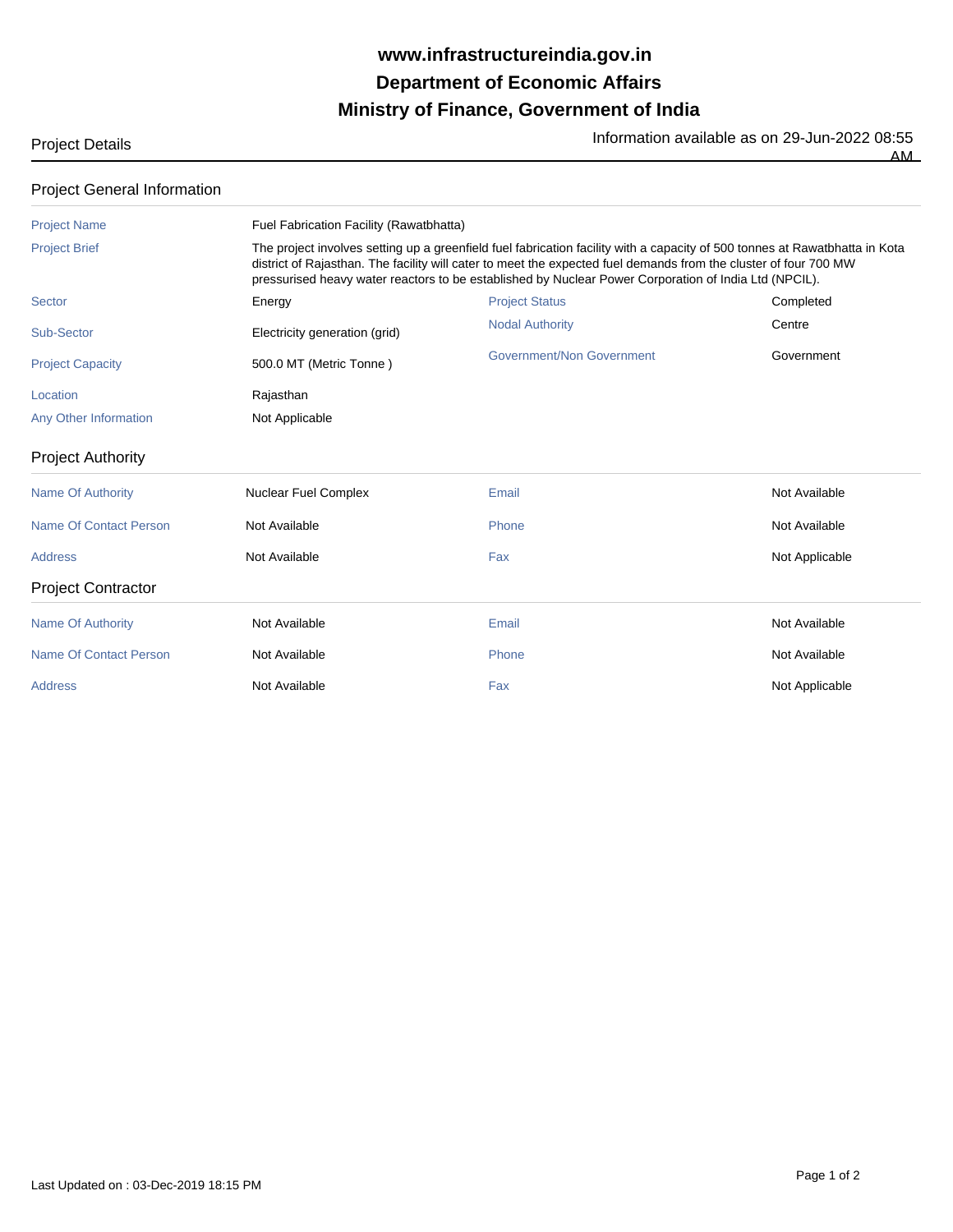# www.infrastructureindia.gov.in
# Department of Economic Affairs
# Ministry of Finance, Government of India

Project Details — Information available as on 29-Jun-2022 08:55 AM

## Project General Information

| | | | |
|---|---|---|---|
| Project Name | Fuel Fabrication Facility (Rawatbhatta) | | |
| Project Brief | The project involves setting up a greenfield fuel fabrication facility with a capacity of 500 tonnes at Rawatbhatta in Kota district of Rajasthan. The facility will cater to meet the expected fuel demands from the cluster of four 700 MW pressurised heavy water reactors to be established by Nuclear Power Corporation of India Ltd (NPCIL). | | |
| Sector | Energy | Project Status | Completed |
| Sub-Sector | Electricity generation (grid) | Nodal Authority | Centre |
| Project Capacity | 500.0 MT (Metric Tonne ) | Government/Non Government | Government |
| Location | Rajasthan | | |
| Any Other Information | Not Applicable | | |

## Project Authority

| | | | |
|---|---|---|---|
| Name Of Authority | Nuclear Fuel Complex | Email | Not Available |
| Name Of Contact Person | Not Available | Phone | Not Available |
| Address | Not Available | Fax | Not Applicable |

## Project Contractor

| | | | |
|---|---|---|---|
| Name Of Authority | Not Available | Email | Not Available |
| Name Of Contact Person | Not Available | Phone | Not Available |
| Address | Not Available | Fax | Not Applicable |

Last Updated on : 03-Dec-2019 18:15 PM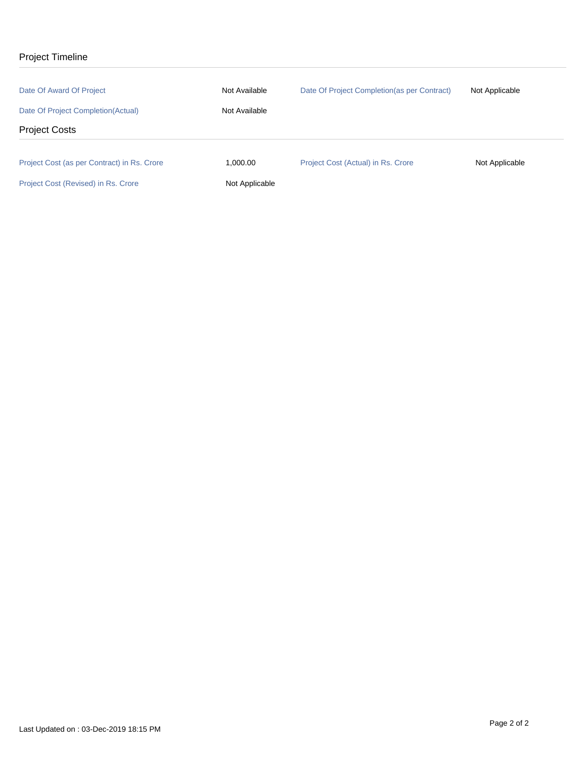## Project Timeline

| | | | |
|---|---|---|---|
| Date Of Award Of Project | Not Available | Date Of Project Completion(as per Contract) | Not Applicable |
| Date Of Project Completion(Actual) | Not Available | | |

## Project Costs

| | | | |
|---|---|---|---|
| Project Cost (as per Contract) in Rs. Crore | 1,000.00 | Project Cost (Actual) in Rs. Crore | Not Applicable |
| Project Cost (Revised) in Rs. Crore | Not Applicable | | |

Last Updated on : 03-Dec-2019 18:15 PM